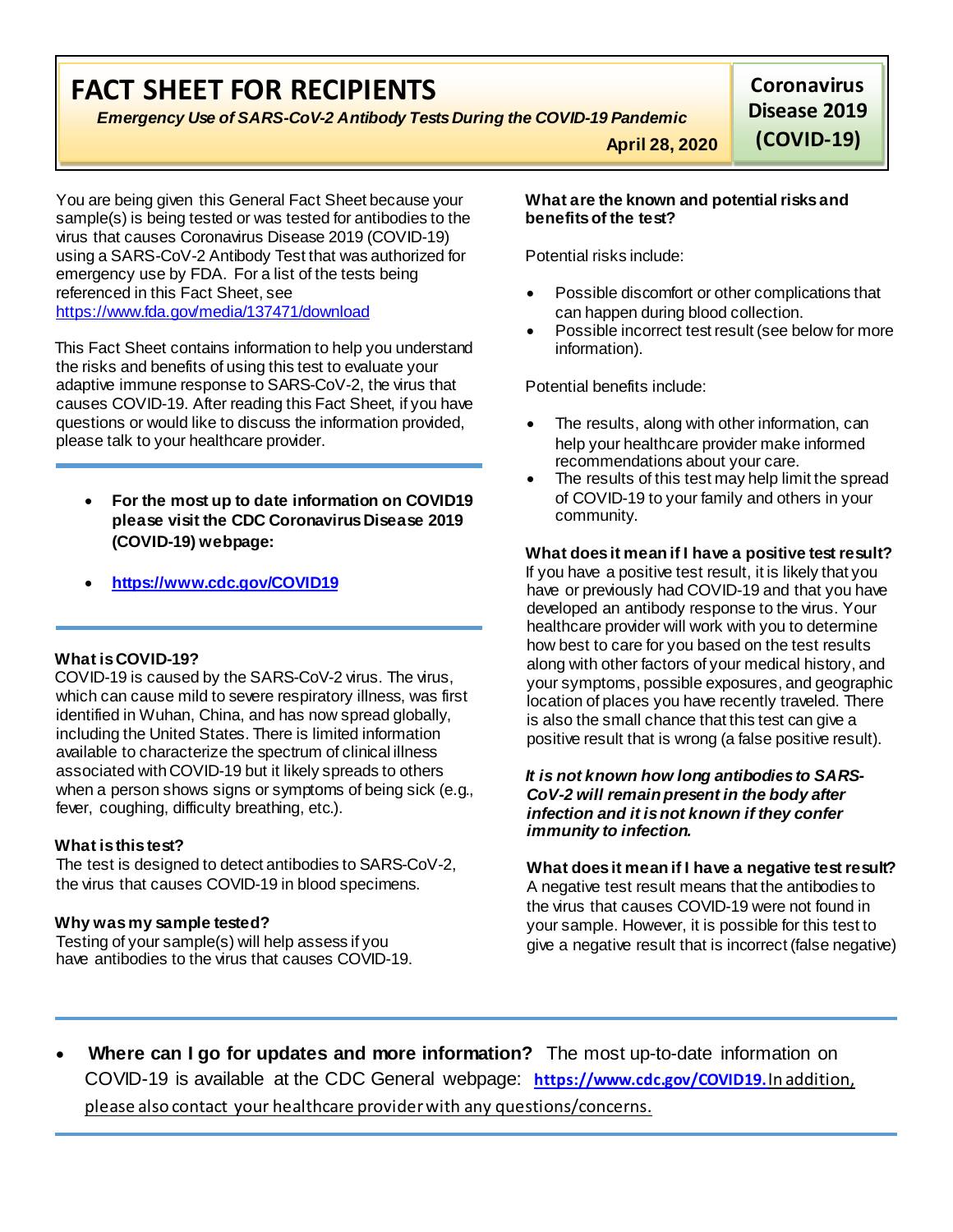# FACT SHEET FOR RECIPIENTS

***Emergency Use of SARS-CoV-2 Antibody Tests During the COVID-19 Pandemic***

**April 28, 2020**

**Coronavirus Disease 2019 (COVID-19)**

You are being given this General Fact Sheet because your sample(s) is being tested or was tested for antibodies to the virus that causes Coronavirus Disease 2019 (COVID-19) using a SARS-CoV-2 Antibody Test that was authorized for emergency use by FDA. For a list of the tests being referenced in this Fact Sheet, see https://www.fda.gov/media/137471/download

This Fact Sheet contains information to help you understand the risks and benefits of using this test to evaluate your adaptive immune response to SARS-CoV-2, the virus that causes COVID-19. After reading this Fact Sheet, if you have questions or would like to discuss the information provided, please talk to your healthcare provider.

- **For the most up to date information on COVID19 please visit the CDC Coronavirus Disease 2019 (COVID-19) webpage:**
- **https://www.cdc.gov/COVID19**

**What is COVID-19?**

COVID-19 is caused by the SARS-CoV-2 virus. The virus, which can cause mild to severe respiratory illness, was first identified in Wuhan, China, and has now spread globally, including the United States. There is limited information available to characterize the spectrum of clinical illness associated with COVID-19 but it likely spreads to others when a person shows signs or symptoms of being sick (e.g., fever, coughing, difficulty breathing, etc.).

**What is this test?**

The test is designed to detect antibodies to SARS-CoV-2, the virus that causes COVID-19 in blood specimens.

**Why was my sample tested?**

Testing of your sample(s) will help assess if you have antibodies to the virus that causes COVID-19.

**What are the known and potential risks and benefits of the test?**

Potential risks include:

- Possible discomfort or other complications that can happen during blood collection.
- Possible incorrect test result (see below for more information).

Potential benefits include:

- The results, along with other information, can help your healthcare provider make informed recommendations about your care.
- The results of this test may help limit the spread of COVID-19 to your family and others in your community.

**What does it mean if I have a positive test result?**

If you have a positive test result, it is likely that you have or previously had COVID-19 and that you have developed an antibody response to the virus. Your healthcare provider will work with you to determine how best to care for you based on the test results along with other factors of your medical history, and your symptoms, possible exposures, and geographic location of places you have recently traveled. There is also the small chance that this test can give a positive result that is wrong (a false positive result).

***It is not known how long antibodies to SARS-CoV-2 will remain present in the body after infection and it is not known if they confer immunity to infection.***

**What does it mean if I have a negative test result?**

A negative test result means that the antibodies to the virus that causes COVID-19 were not found in your sample. However, it is possible for this test to give a negative result that is incorrect (false negative)

- **Where can I go for updates and more information?** The most up-to-date information on COVID-19 is available at the CDC General webpage: **https://www.cdc.gov/COVID19.** In addition, please also contact your healthcare provider with any questions/concerns.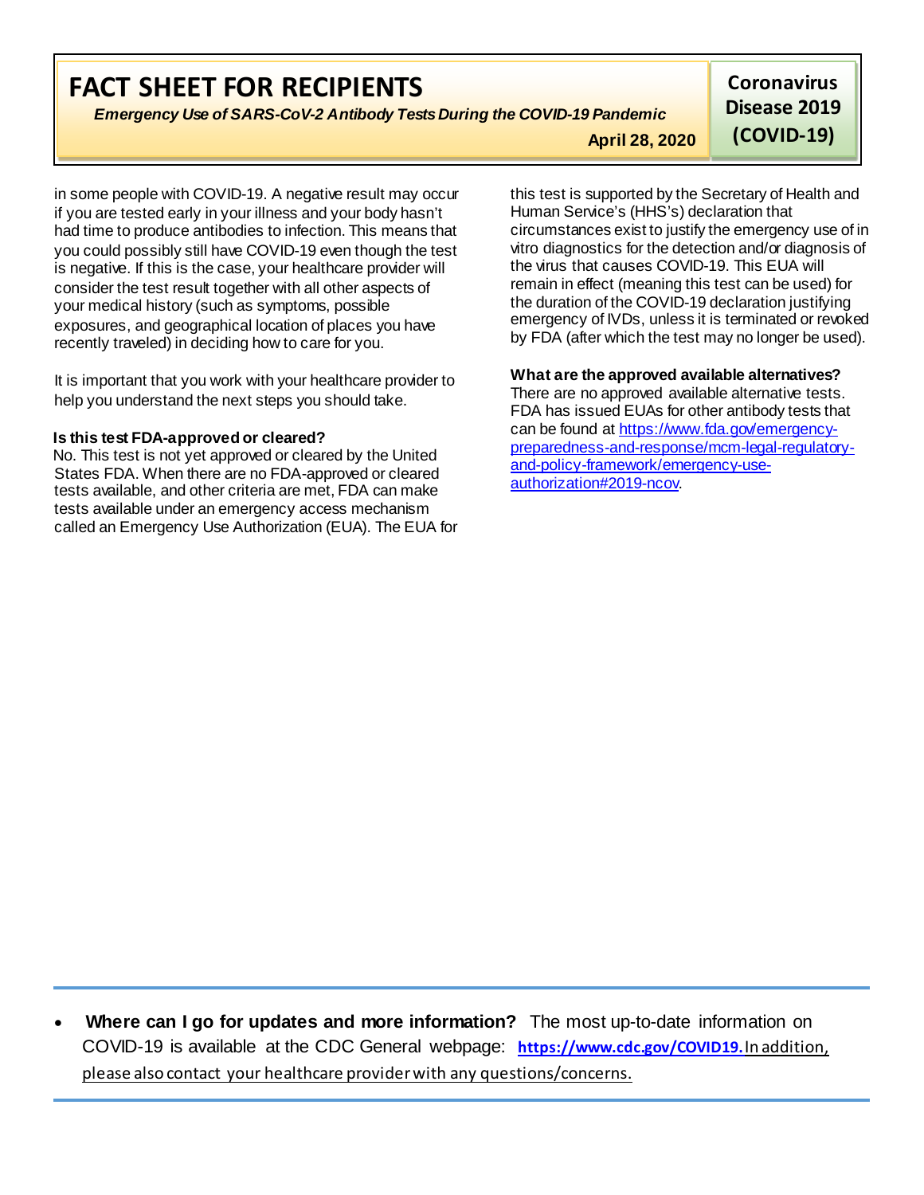in some people with COVID-19. A negative result may occur if you are tested early in your illness and your body hasn't had time to produce antibodies to infection. This means that you could possibly still have COVID-19 even though the test is negative. If this is the case, your healthcare provider will consider the test result together with all other aspects of your medical history (such as symptoms, possible exposures, and geographical location of places you have recently traveled) in deciding how to care for you.

It is important that you work with your healthcare provider to help you understand the next steps you should take.

**Is this test FDA-approved or cleared?**

No. This test is not yet approved or cleared by the United States FDA. When there are no FDA-approved or cleared tests available, and other criteria are met, FDA can make tests available under an emergency access mechanism called an Emergency Use Authorization (EUA). The EUA for this test is supported by the Secretary of Health and Human Service's (HHS's) declaration that circumstances exist to justify the emergency use of in vitro diagnostics for the detection and/or diagnosis of the virus that causes COVID-19. This EUA will remain in effect (meaning this test can be used) for the duration of the COVID-19 declaration justifying emergency of IVDs, unless it is terminated or revoked by FDA (after which the test may no longer be used).

**What are the approved available alternatives?**

There are no approved available alternative tests. FDA has issued EUAs for other antibody tests that can be found at https://www.fda.gov/emergency-preparedness-and-response/mcm-legal-regulatory-and-policy-framework/emergency-use-authorization#2019-ncov.

- **Where can I go for updates and more information?** The most up-to-date information on COVID-19 is available at the CDC General webpage: **https://www.cdc.gov/COVID19.** In addition, please also contact your healthcare provider with any questions/concerns.